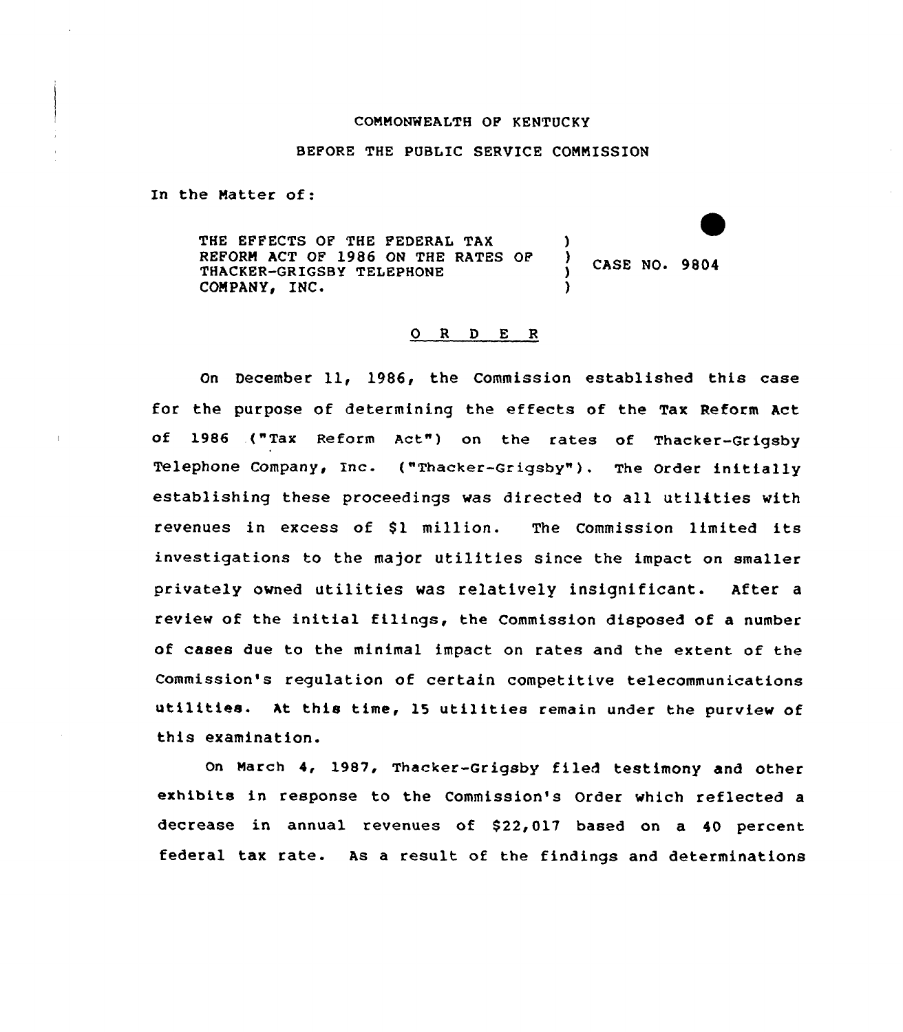COMMONWEALTH OF KENTUCKY

BEFORE THE PUBLIC SERVICE COMMISSION

In the Matter of:

| | | |
|---|---|---|
| THE EFFECTS OF THE FEDERAL TAX REFORM ACT OF 1986 ON THE RATES OF THACKER-GRIGSBY TELEPHONE COMPANY, INC. | ) ) ) ) | CASE NO. 9804 |

O R D E R

On December 11, 1986, the Commission established this case for the purpose of determining the effects of the Tax Reform Act of 1986 ("Tax Reform Act") on the rates of Thacker-Grigsby Telephone Company, Inc. ("Thacker-Grigsby"). The Order initially establishing these proceedings was directed to all utilities with revenues in excess of $1 million. The Commission limited its investigations to the major utilities since the impact on smaller privately owned utilities was relatively insignificant. After a review of the initial filings, the Commission disposed of a number of cases due to the minimal impact on rates and the extent of the Commission's regulation of certain competitive telecommunications utilities. At this time, 15 utilities remain under the purview of this examination.

On March 4, 1987, Thacker-Grigsby filed testimony and other exhibits in response to the Commission's Order which reflected a decrease in annual revenues of $22,017 based on a 40 percent federal tax rate. As a result of the findings and determinations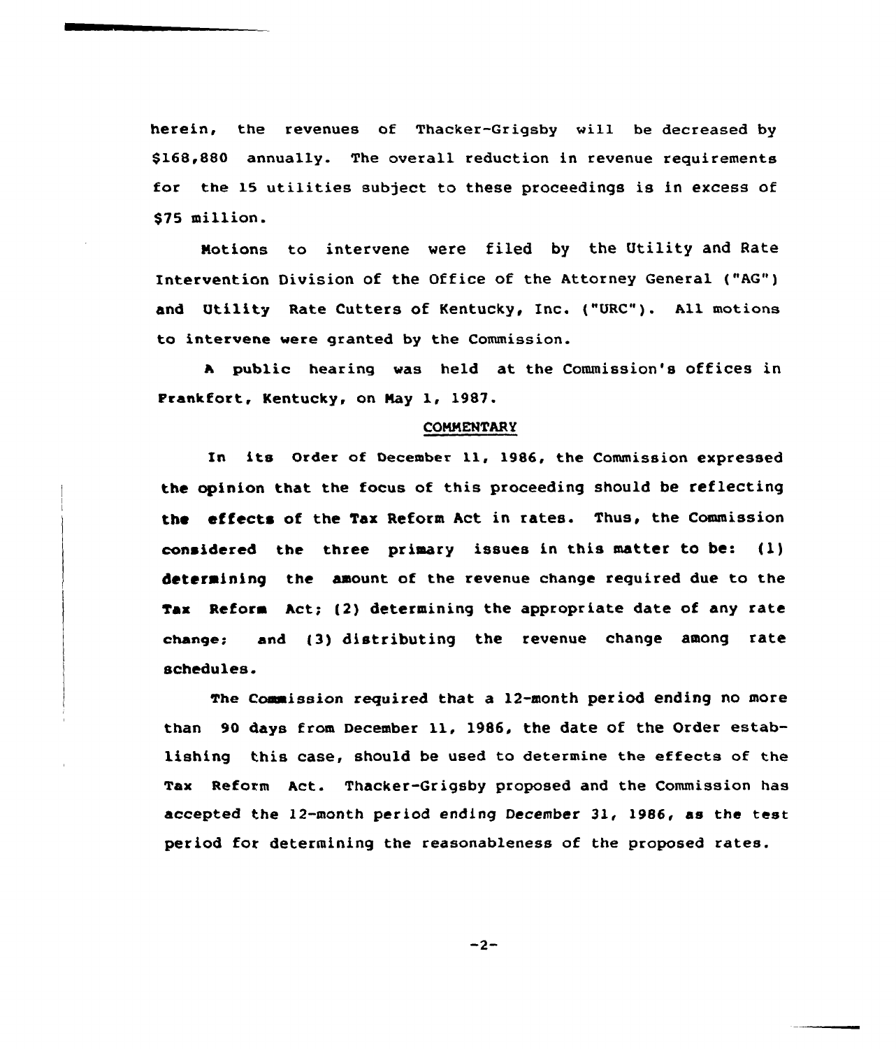herein, the revenues of Thacker-Grigsby will be decreased by $168,880 annually. The overall reduction in revenue requirements for the 15 utilities subject to these proceedings is in excess of $75 million.

Motions to intervene were filed by the Utility and Rate Intervention Division of the Office of the Attorney General ("AG") and Utility Rate Cutters of Kentucky, Inc. ("URC"). All motions to intervene were granted by the Commission.

A public hearing was held at the Commission's offices in Frankfort, Kentucky, on May 1, 1987.

## COMMENTARY

In its Order of December 11, 1986, the Commission expressed the opinion that the focus of this proceeding should be reflecting the effects of the Tax Reform Act in rates. Thus, the Commission considered the three primary issues in this matter to be: (1) determining the amount of the revenue change required due to the Tax Reform Act; (2) determining the appropriate date of any rate change; and (3) distributing the revenue change among rate schedules.

The Commission required that a 12-month period ending no more than 90 days from December 11, 1986, the date of the Order establishing this case, should be used to determine the effects of the Tax Reform Act. Thacker-Grigsby proposed and the Commission has accepted the 12-month period ending December 31, 1986, as the test period for determining the reasonableness of the proposed rates.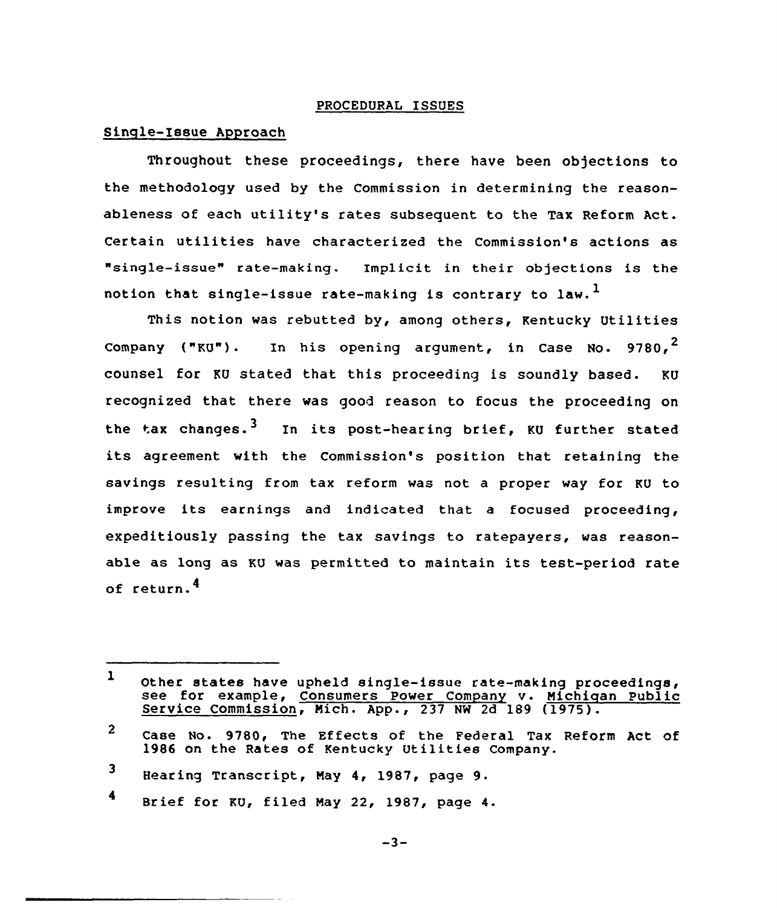## PROCEDURAL ISSUES

### Single-Issue Approach

Throughout these proceedings, there have been objections to the methodology used by the Commission in determining the reasonableness of each utility's rates subsequent to the Tax Reform Act. Certain utilities have characterized the Commission's actions as "single-issue" rate-making. Implicit in their objections is the notion that single-issue rate-making is contrary to law.[1]

This notion was rebutted by, among others, Kentucky Utilities Company ("KU"). In his opening argument, in Case No. 9780,[2] counsel for KU stated that this proceeding is soundly based. KU recognized that there was good reason to focus the proceeding on the tax changes.[3] In its post-hearing brief, KU further stated its agreement with the Commission's position that retaining the savings resulting from tax reform was not a proper way for KU to improve its earnings and indicated that a focused proceeding, expeditiously passing the tax savings to ratepayers, was reasonable as long as KU was permitted to maintain its test-period rate of return.[4]

---

[1] Other states have upheld single-issue rate-making proceedings, see for example, Consumers Power Company v. Michigan Public Service Commission, Mich. App., 237 NW 2d 189 (1975).

[2] Case No. 9780, The Effects of the Federal Tax Reform Act of 1986 on the Rates of Kentucky Utilities Company.

[3] Hearing Transcript, May 4, 1987, page 9.

[4] Brief for KU, filed May 22, 1987, page 4.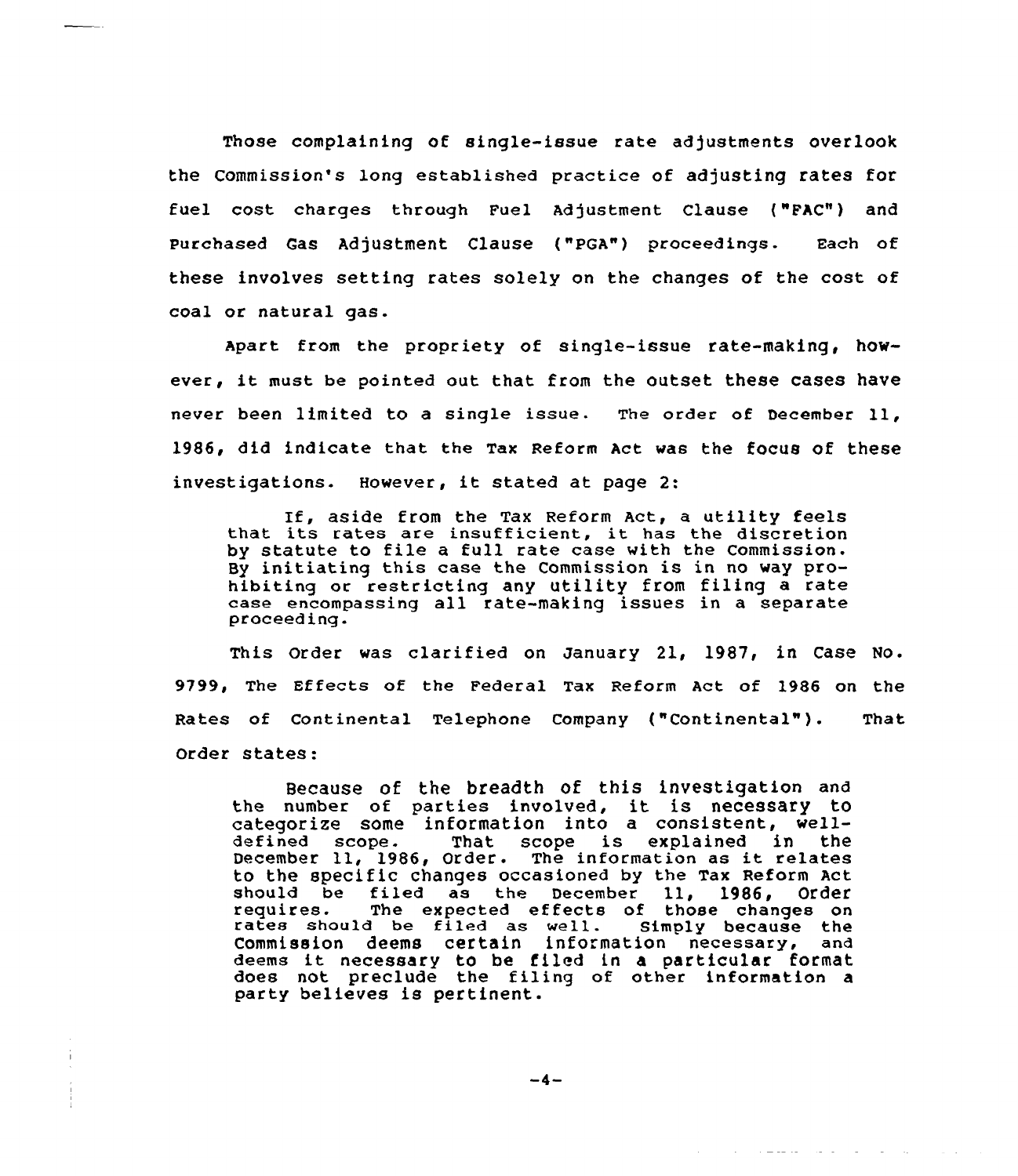Those complaining of single-issue rate adjustments overlook the Commission's long established practice of adjusting rates for fuel cost charges through Fuel Adjustment Clause ("FAC") and Purchased Gas Adjustment Clause ("PGA") proceedings. Each of these involves setting rates solely on the changes of the cost of coal or natural gas.

Apart from the propriety of single-issue rate-making, however, it must be pointed out that from the outset these cases have never been limited to a single issue. The order of December 11, 1986, did indicate that the Tax Reform Act was the focus of these investigations. However, it stated at page 2:

> If, aside from the Tax Reform Act, a utility feels that its rates are insufficient, it has the discretion by statute to file a full rate case with the Commission. By initiating this case the Commission is in no way prohibiting or restricting any utility from filing a rate case encompassing all rate-making issues in a separate proceeding.

This Order was clarified on January 21, 1987, in Case No. 9799, The Effects of the Federal Tax Reform Act of 1986 on the Rates of Continental Telephone Company ("Continental"). That Order states:

> Because of the breadth of this investigation and the number of parties involved, it is necessary to categorize some information into a consistent, well-defined scope. That scope is explained in the December 11, 1986, Order. The information as it relates to the specific changes occasioned by the Tax Reform Act should be filed as the December 11, 1986, Order requires. The expected effects of those changes on rates should be filed as well. Simply because the Commission deems certain information necessary, and deems it necessary to be filed in a particular format does not preclude the filing of other information a party believes is pertinent.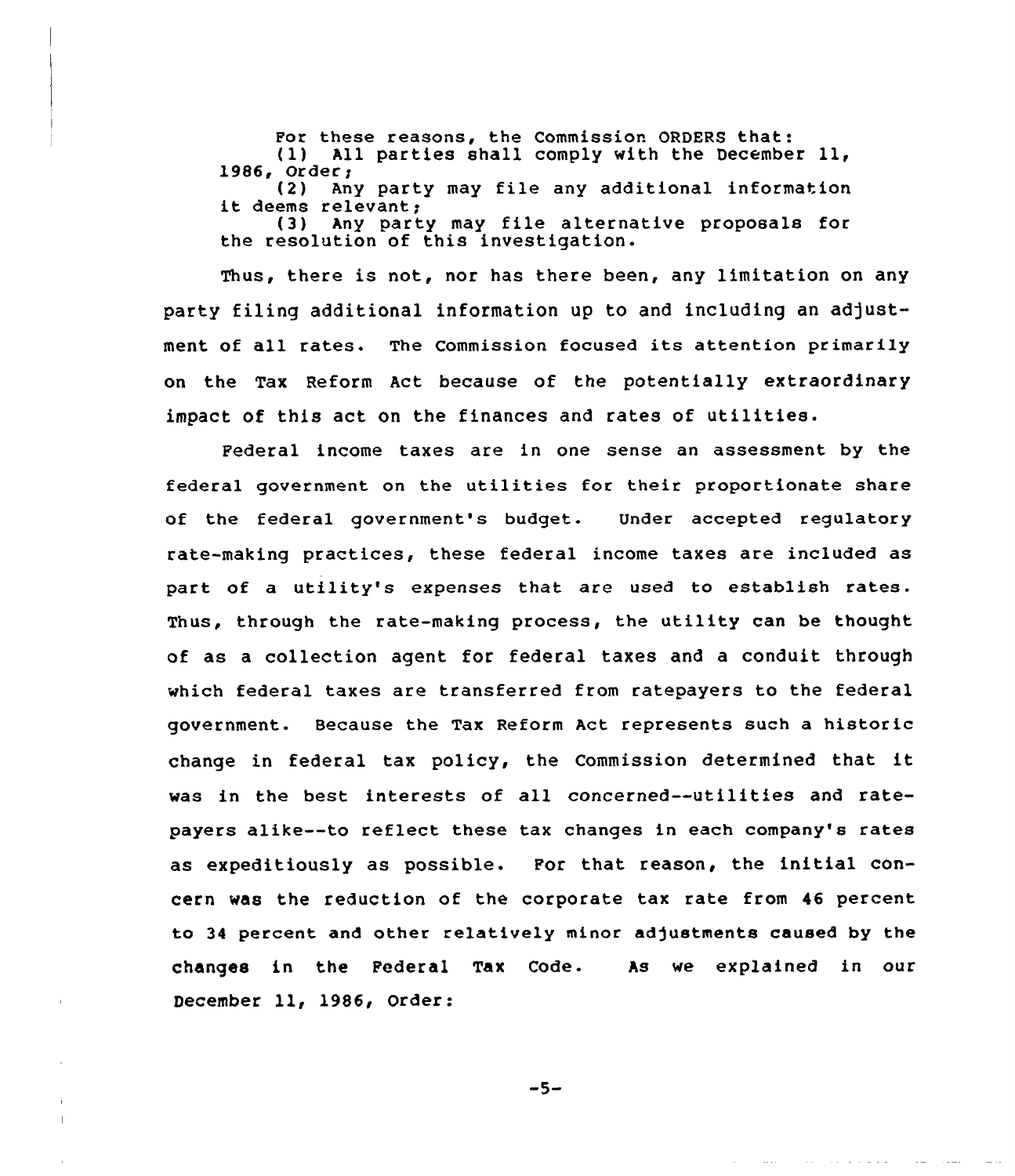For these reasons, the Commission ORDERS that:

(1) All parties shall comply with the December 11, 1986, Order;

(2) Any party may file any additional information it deems relevant;

(3) Any party may file alternative proposals for the resolution of this investigation.

Thus, there is not, nor has there been, any limitation on any party filing additional information up to and including an adjustment of all rates. The Commission focused its attention primarily on the Tax Reform Act because of the potentially extraordinary impact of this act on the finances and rates of utilities.

Federal income taxes are in one sense an assessment by the federal government on the utilities for their proportionate share of the federal government's budget. Under accepted regulatory rate-making practices, these federal income taxes are included as part of a utility's expenses that are used to establish rates. Thus, through the rate-making process, the utility can be thought of as a collection agent for federal taxes and a conduit through which federal taxes are transferred from ratepayers to the federal government. Because the Tax Reform Act represents such a historic change in federal tax policy, the Commission determined that it was in the best interests of all concerned--utilities and ratepayers alike--to reflect these tax changes in each company's rates as expeditiously as possible. For that reason, the initial concern was the reduction of the corporate tax rate from 46 percent to 34 percent and other relatively minor adjustments caused by the changes in the Federal Tax Code. As we explained in our December 11, 1986, Order: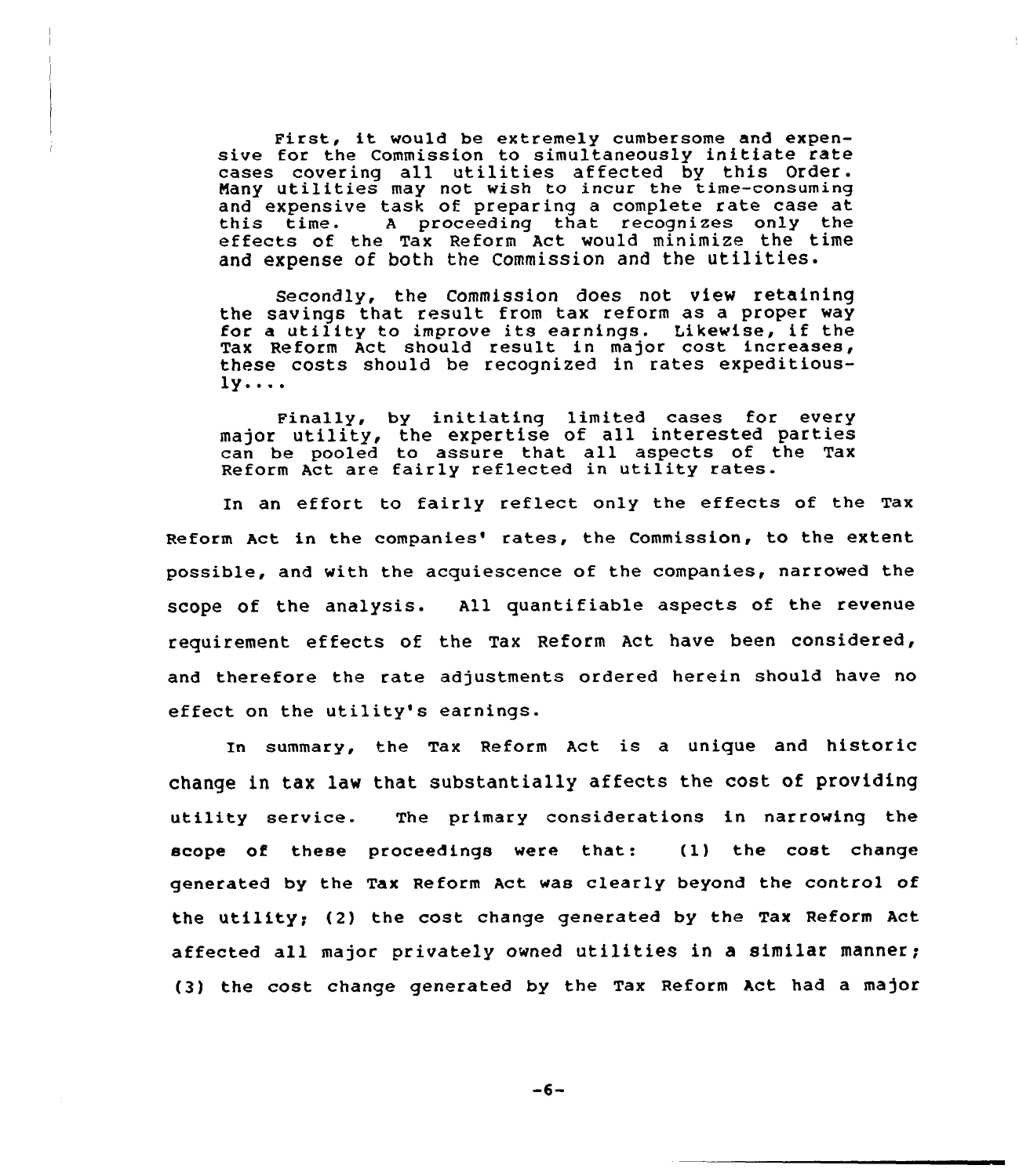> First, it would be extremely cumbersome and expensive for the Commission to simultaneously initiate rate cases covering all utilities affected by this Order. Many utilities may not wish to incur the time-consuming and expensive task of preparing a complete rate case at this time. A proceeding that recognizes only the effects of the Tax Reform Act would minimize the time and expense of both the Commission and the utilities.
>
> Secondly, the Commission does not view retaining the savings that result from tax reform as a proper way for a utility to improve its earnings. Likewise, if the Tax Reform Act should result in major cost increases, these costs should be recognized in rates expeditiously....
>
> Finally, by initiating limited cases for every major utility, the expertise of all interested parties can be pooled to assure that all aspects of the Tax Reform Act are fairly reflected in utility rates.

In an effort to fairly reflect only the effects of the Tax Reform Act in the companies' rates, the Commission, to the extent possible, and with the acquiescence of the companies, narrowed the scope of the analysis. All quantifiable aspects of the revenue requirement effects of the Tax Reform Act have been considered, and therefore the rate adjustments ordered herein should have no effect on the utility's earnings.

In summary, the Tax Reform Act is a unique and historic change in tax law that substantially affects the cost of providing utility service. The primary considerations in narrowing the scope of these proceedings were that: (1) the cost change generated by the Tax Reform Act was clearly beyond the control of the utility; (2) the cost change generated by the Tax Reform Act affected all major privately owned utilities in a similar manner; (3) the cost change generated by the Tax Reform Act had a major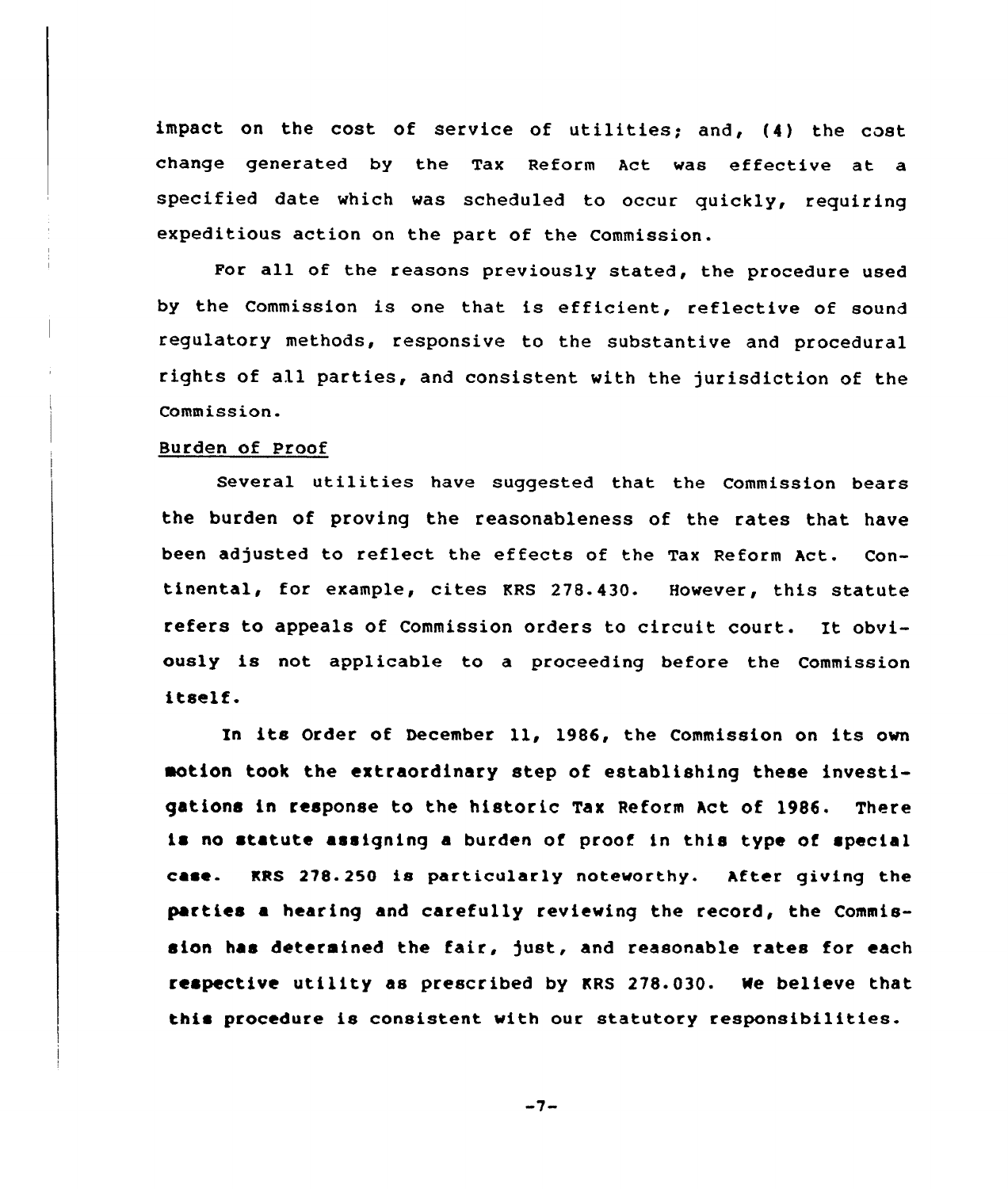impact on the cost of service of utilities; and, (4) the cost change generated by the Tax Reform Act was effective at a specified date which was scheduled to occur quickly, requiring expeditious action on the part of the Commission.

For all of the reasons previously stated, the procedure used by the Commission is one that is efficient, reflective of sound regulatory methods, responsive to the substantive and procedural rights of all parties, and consistent with the jurisdiction of the Commission.

Burden of Proof

Several utilities have suggested that the Commission bears the burden of proving the reasonableness of the rates that have been adjusted to reflect the effects of the Tax Reform Act. Continental, for example, cites KRS 278.430. However, this statute refers to appeals of Commission orders to circuit court. It obviously is not applicable to a proceeding before the Commission itself.

In its Order of December 11, 1986, the Commission on its own motion took the extraordinary step of establishing these investigations in response to the historic Tax Reform Act of 1986. There is no statute assigning a burden of proof in this type of special case. KRS 278.250 is particularly noteworthy. After giving the parties a hearing and carefully reviewing the record, the Commission has determined the fair, just, and reasonable rates for each respective utility as prescribed by KRS 278.030. We believe that this procedure is consistent with our statutory responsibilities.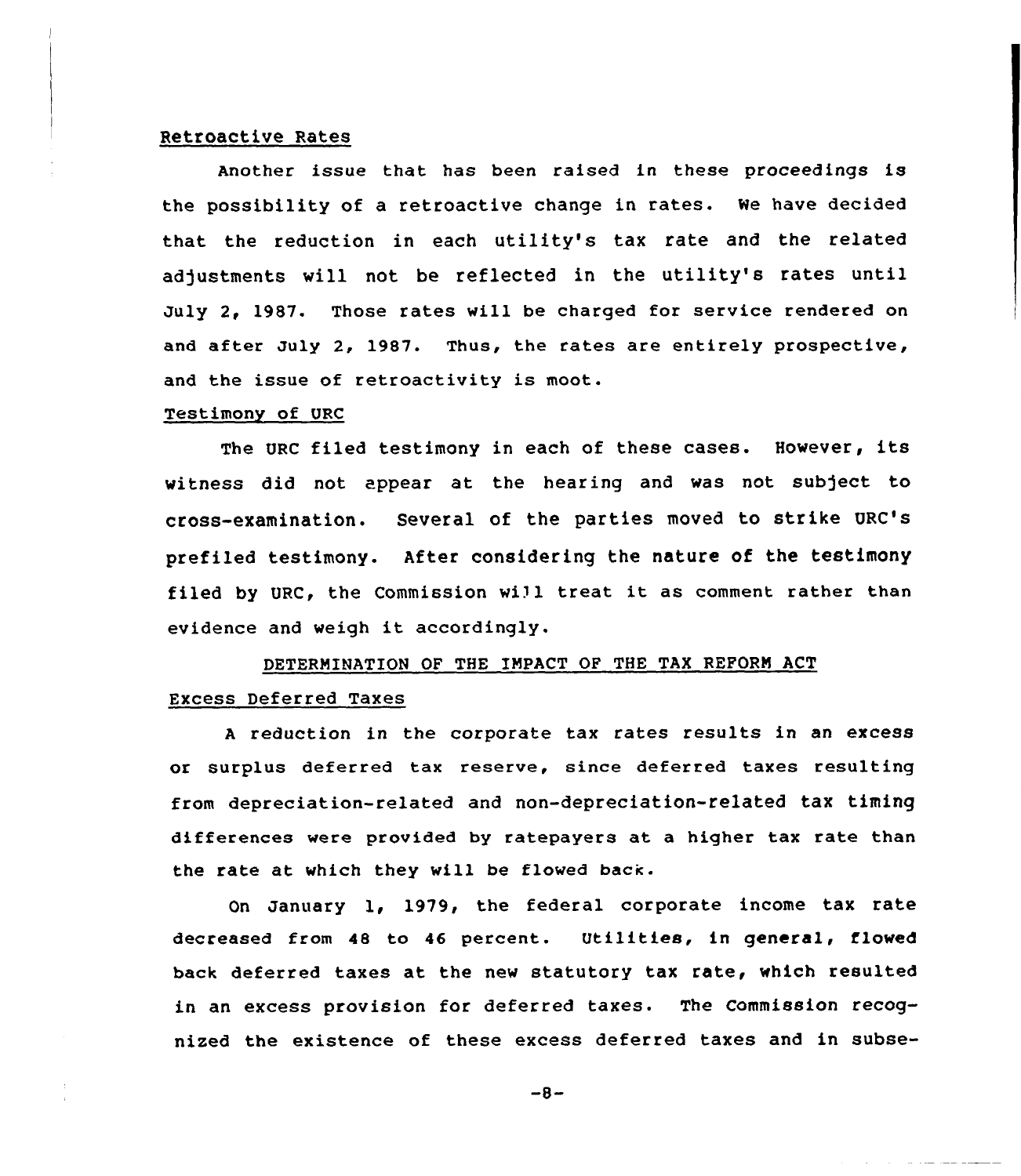Retroactive Rates

Another issue that has been raised in these proceedings is the possibility of a retroactive change in rates. We have decided that the reduction in each utility's tax rate and the related adjustments will not be reflected in the utility's rates until July 2, 1987. Those rates will be charged for service rendered on and after July 2, 1987. Thus, the rates are entirely prospective, and the issue of retroactivity is moot.

Testimony of URC

The URC filed testimony in each of these cases. However, its witness did not appear at the hearing and was not subject to cross-examination. Several of the parties moved to strike URC's prefiled testimony. After considering the nature of the testimony filed by URC, the Commission will treat it as comment rather than evidence and weigh it accordingly.

DETERMINATION OF THE IMPACT OF THE TAX REFORM ACT

Excess Deferred Taxes

A reduction in the corporate tax rates results in an excess or surplus deferred tax reserve, since deferred taxes resulting from depreciation-related and non-depreciation-related tax timing differences were provided by ratepayers at a higher tax rate than the rate at which they will be flowed back.

On January 1, 1979, the federal corporate income tax rate decreased from 48 to 46 percent. Utilities, in general, flowed back deferred taxes at the new statutory tax rate, which resulted in an excess provision for deferred taxes. The Commission recognized the existence of these excess deferred taxes and in subse-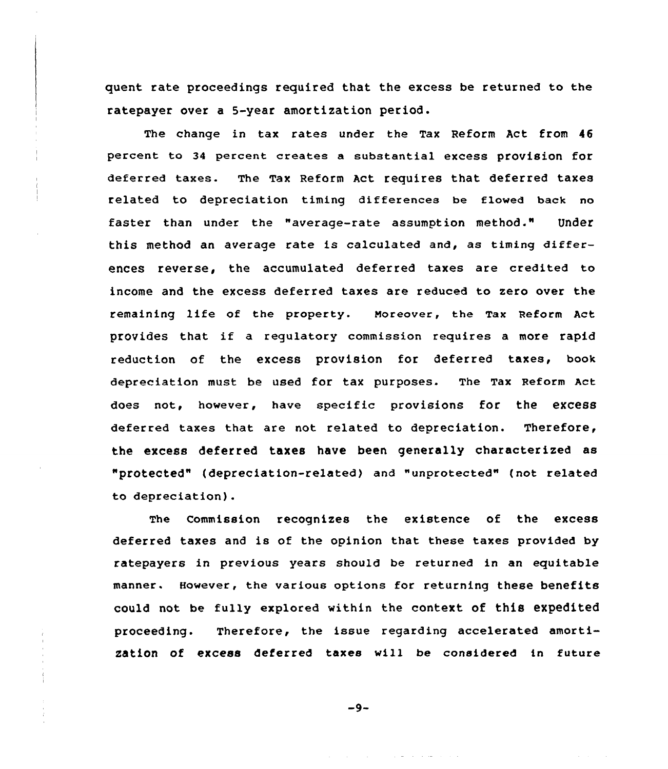quent rate proceedings required that the excess be returned to the ratepayer over a 5-year amortization period.

The change in tax rates under the Tax Reform Act from 46 percent to 34 percent creates a substantial excess provision for deferred taxes. The Tax Reform Act requires that deferred taxes related to depreciation timing differences be flowed back no faster than under the "average-rate assumption method." Under this method an average rate is calculated and, as timing differences reverse, the accumulated deferred taxes are credited to income and the excess deferred taxes are reduced to zero over the remaining life of the property. Moreover, the Tax Reform Act provides that if a regulatory commission requires a more rapid reduction of the excess provision for deferred taxes, book depreciation must be used for tax purposes. The Tax Reform Act does not, however, have specific provisions for the excess deferred taxes that are not related to depreciation. Therefore, the excess deferred taxes have been generally characterized as "protected" (depreciation-related) and "unprotected" (not related to depreciation).

The Commission recognizes the existence of the excess deferred taxes and is of the opinion that these taxes provided by ratepayers in previous years should be returned in an equitable manner. However, the various options for returning these benefits could not be fully explored within the context of this expedited proceeding. Therefore, the issue regarding accelerated amortization of excess deferred taxes will be considered in future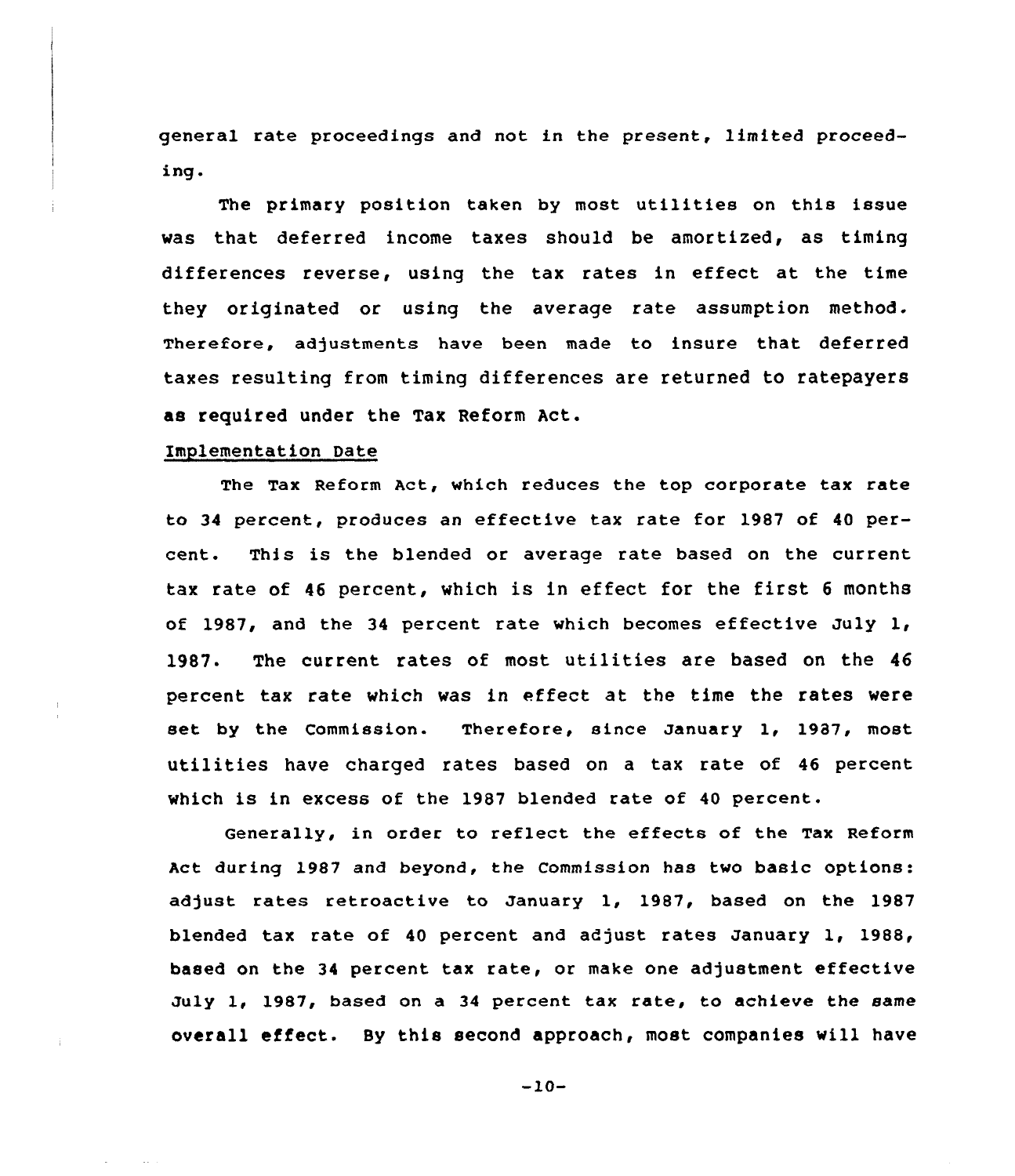general rate proceedings and not in the present, limited proceeding.

The primary position taken by most utilities on this issue was that deferred income taxes should be amortized, as timing differences reverse, using the tax rates in effect at the time they originated or using the average rate assumption method. Therefore, adjustments have been made to insure that deferred taxes resulting from timing differences are returned to ratepayers as required under the Tax Reform Act.

### Implementation Date

The Tax Reform Act, which reduces the top corporate tax rate to 34 percent, produces an effective tax rate for 1987 of 40 percent. This is the blended or average rate based on the current tax rate of 46 percent, which is in effect for the first 6 months of 1987, and the 34 percent rate which becomes effective July 1, 1987. The current rates of most utilities are based on the 46 percent tax rate which was in effect at the time the rates were set by the Commission. Therefore, since January 1, 1987, most utilities have charged rates based on a tax rate of 46 percent which is in excess of the 1987 blended rate of 40 percent.

Generally, in order to reflect the effects of the Tax Reform Act during 1987 and beyond, the Commission has two basic options: adjust rates retroactive to January 1, 1987, based on the 1987 blended tax rate of 40 percent and adjust rates January 1, 1988, based on the 34 percent tax rate, or make one adjustment effective July 1, 1987, based on a 34 percent tax rate, to achieve the same overall effect. By this second approach, most companies will have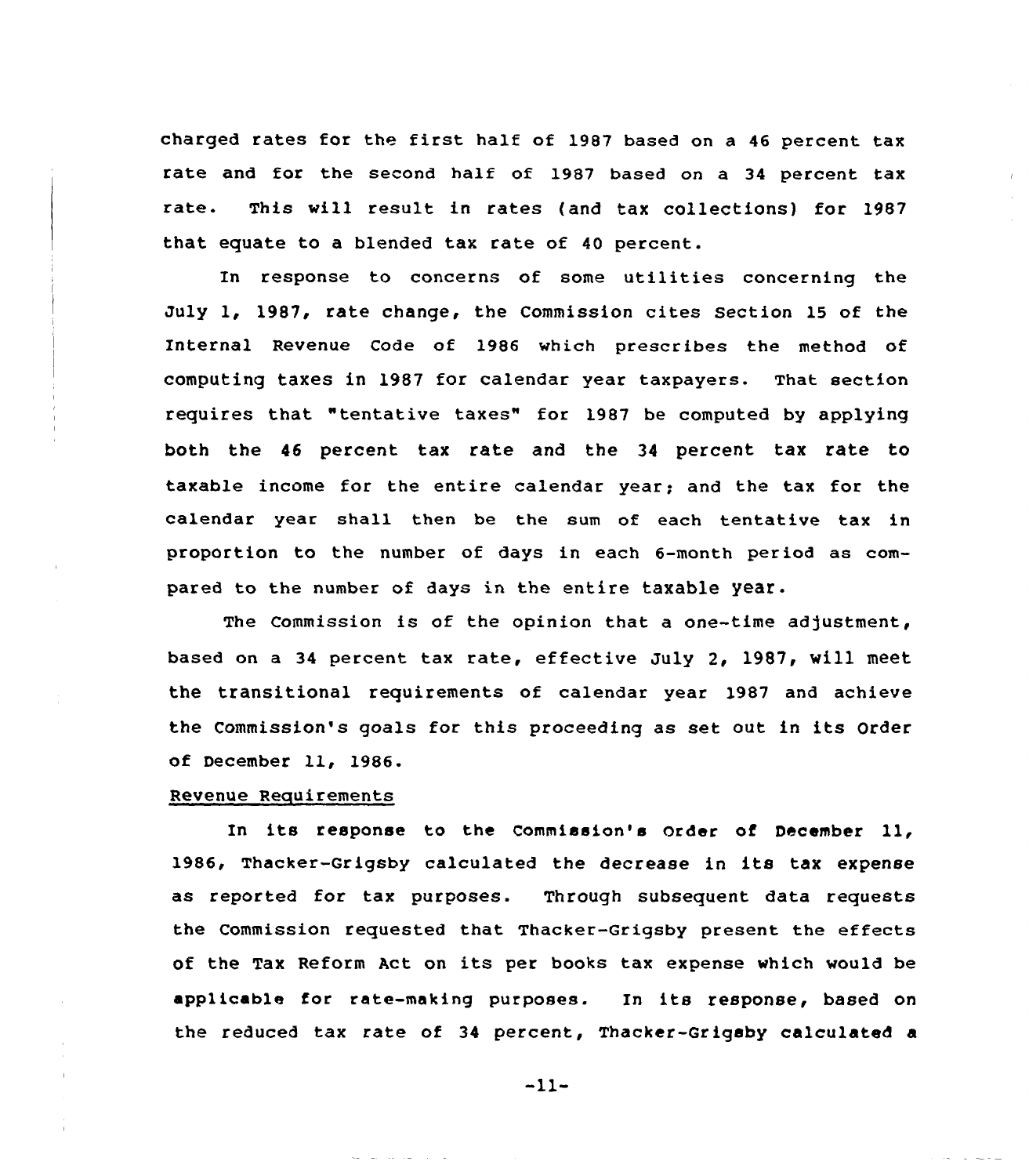charged rates for the first half of 1987 based on a 46 percent tax rate and for the second half of 1987 based on a 34 percent tax rate. This will result in rates (and tax collections) for 1987 that equate to a blended tax rate of 40 percent.

In response to concerns of some utilities concerning the July 1, 1987, rate change, the Commission cites Section 15 of the Internal Revenue Code of 1986 which prescribes the method of computing taxes in 1987 for calendar year taxpayers. That section requires that "tentative taxes" for 1987 be computed by applying both the 46 percent tax rate and the 34 percent tax rate to taxable income for the entire calendar year; and the tax for the calendar year shall then be the sum of each tentative tax in proportion to the number of days in each 6-month period as compared to the number of days in the entire taxable year.

The Commission is of the opinion that a one-time adjustment, based on a 34 percent tax rate, effective July 2, 1987, will meet the transitional requirements of calendar year 1987 and achieve the Commission's goals for this proceeding as set out in its Order of December 11, 1986.

Revenue Requirements

In its response to the Commission's Order of December 11, 1986, Thacker-Grigsby calculated the decrease in its tax expense as reported for tax purposes. Through subsequent data requests the Commission requested that Thacker-Grigsby present the effects of the Tax Reform Act on its per books tax expense which would be applicable for rate-making purposes. In its response, based on the reduced tax rate of 34 percent, Thacker-Grigsby calculated a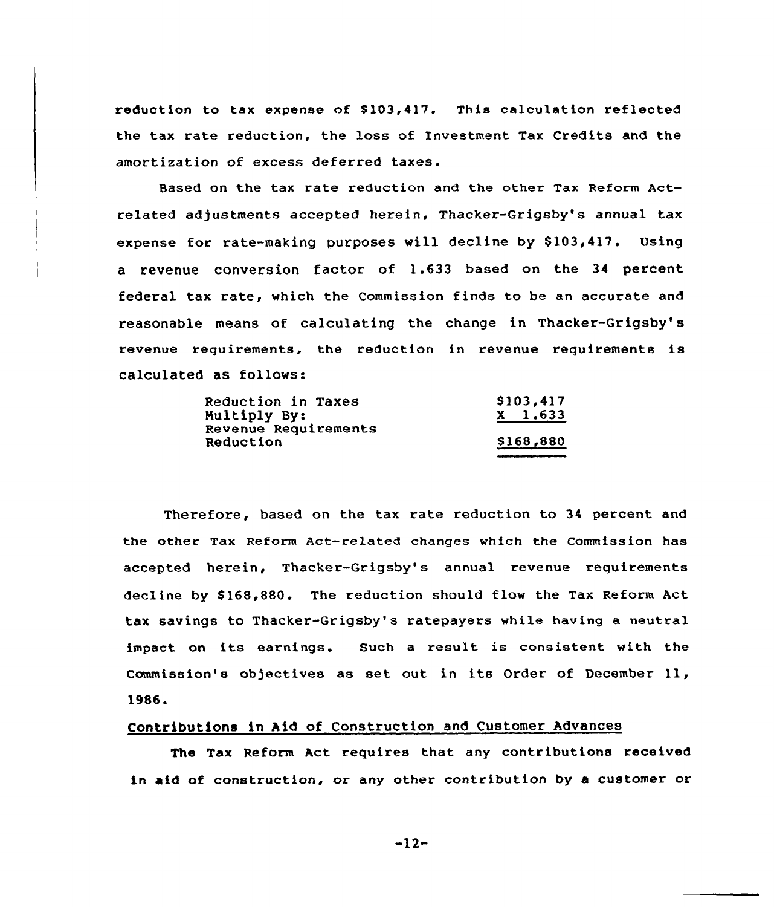reduction to tax expense of $103,417. This calculation reflected the tax rate reduction, the loss of Investment Tax Credits and the amortization of excess deferred taxes.

Based on the tax rate reduction and the other Tax Reform Act-related adjustments accepted herein, Thacker-Grigsby's annual tax expense for rate-making purposes will decline by $103,417. Using a revenue conversion factor of 1.633 based on the 34 percent federal tax rate, which the Commission finds to be an accurate and reasonable means of calculating the change in Thacker-Grigsby's revenue requirements, the reduction in revenue requirements is calculated as follows:

| | |
|---|---|
| Reduction in Taxes | $103,417 |
| Multiply By: | X 1.633 |
| Revenue Requirements Reduction | $168,880 |

Therefore, based on the tax rate reduction to 34 percent and the other Tax Reform Act-related changes which the Commission has accepted herein, Thacker-Grigsby's annual revenue requirements decline by $168,880. The reduction should flow the Tax Reform Act tax savings to Thacker-Grigsby's ratepayers while having a neutral impact on its earnings. Such a result is consistent with the Commission's objectives as set out in its Order of December 11, 1986.

Contributions in Aid of Construction and Customer Advances

The Tax Reform Act requires that any contributions received in aid of construction, or any other contribution by a customer or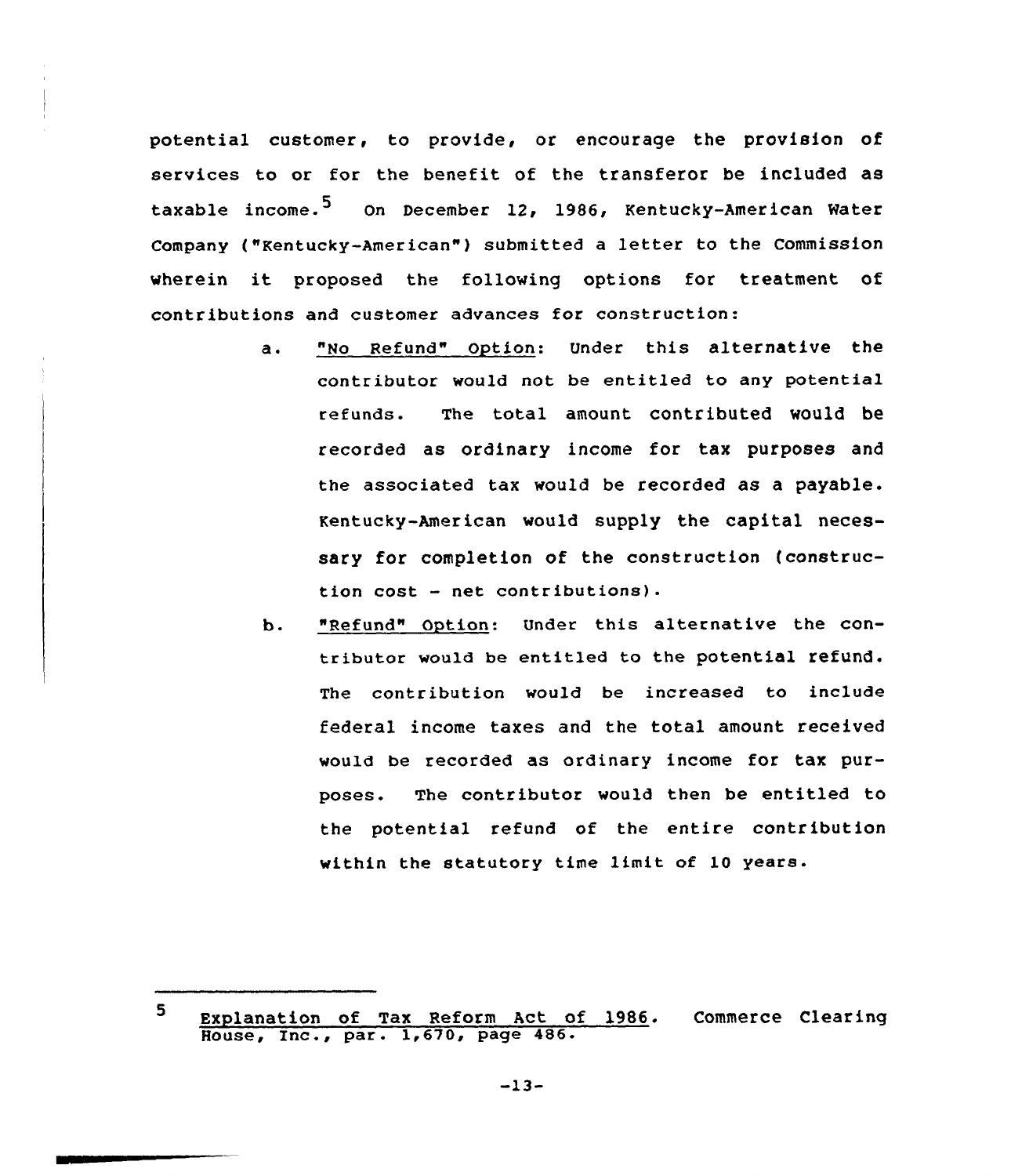potential customer, to provide, or encourage the provision of services to or for the benefit of the transferor be included as taxable income.[5] On December 12, 1986, Kentucky-American Water Company ("Kentucky-American") submitted a letter to the Commission wherein it proposed the following options for treatment of contributions and customer advances for construction:

a. "No Refund" Option: Under this alternative the contributor would not be entitled to any potential refunds. The total amount contributed would be recorded as ordinary income for tax purposes and the associated tax would be recorded as a payable. Kentucky-American would supply the capital necessary for completion of the construction (construction cost - net contributions).

b. "Refund" Option: Under this alternative the contributor would be entitled to the potential refund. The contribution would be increased to include federal income taxes and the total amount received would be recorded as ordinary income for tax purposes. The contributor would then be entitled to the potential refund of the entire contribution within the statutory time limit of 10 years.

---

[5] Explanation of Tax Reform Act of 1986. Commerce Clearing House, Inc., par. 1,670, page 486.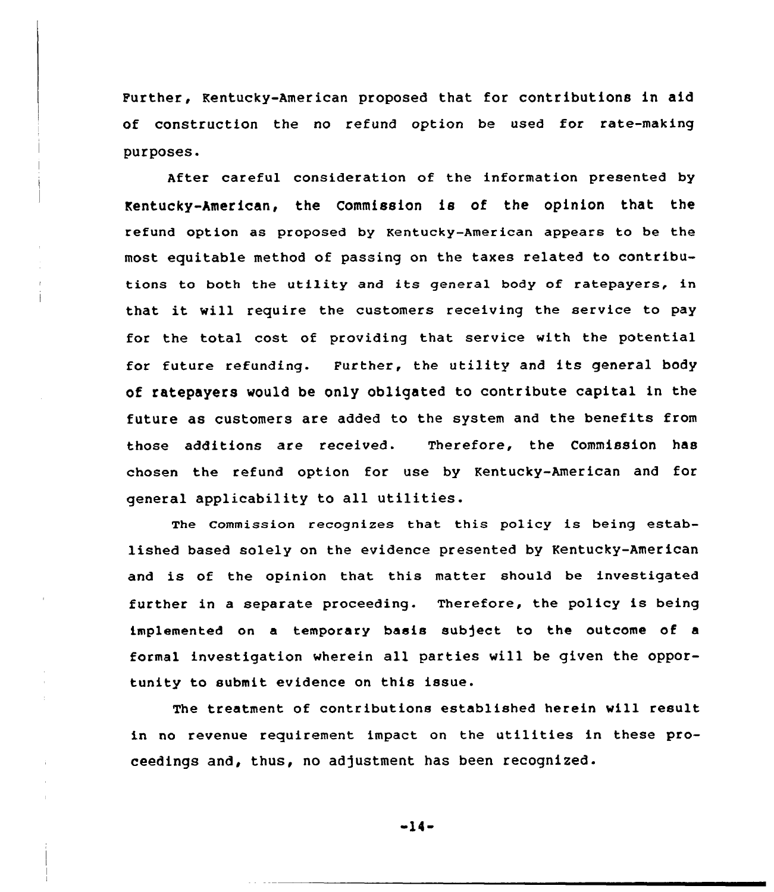Further, Kentucky-American proposed that for contributions in aid of construction the no refund option be used for rate-making purposes.

After careful consideration of the information presented by Kentucky-American, the Commission is of the opinion that the refund option as proposed by Kentucky-American appears to be the most equitable method of passing on the taxes related to contributions to both the utility and its general body of ratepayers, in that it will require the customers receiving the service to pay for the total cost of providing that service with the potential for future refunding. Further, the utility and its general body of ratepayers would be only obligated to contribute capital in the future as customers are added to the system and the benefits from those additions are received. Therefore, the Commission has chosen the refund option for use by Kentucky-American and for general applicability to all utilities.

The Commission recognizes that this policy is being established based solely on the evidence presented by Kentucky-American and is of the opinion that this matter should be investigated further in a separate proceeding. Therefore, the policy is being implemented on a temporary basis subject to the outcome of a formal investigation wherein all parties will be given the opportunity to submit evidence on this issue.

The treatment of contributions established herein will result in no revenue requirement impact on the utilities in these proceedings and, thus, no adjustment has been recognized.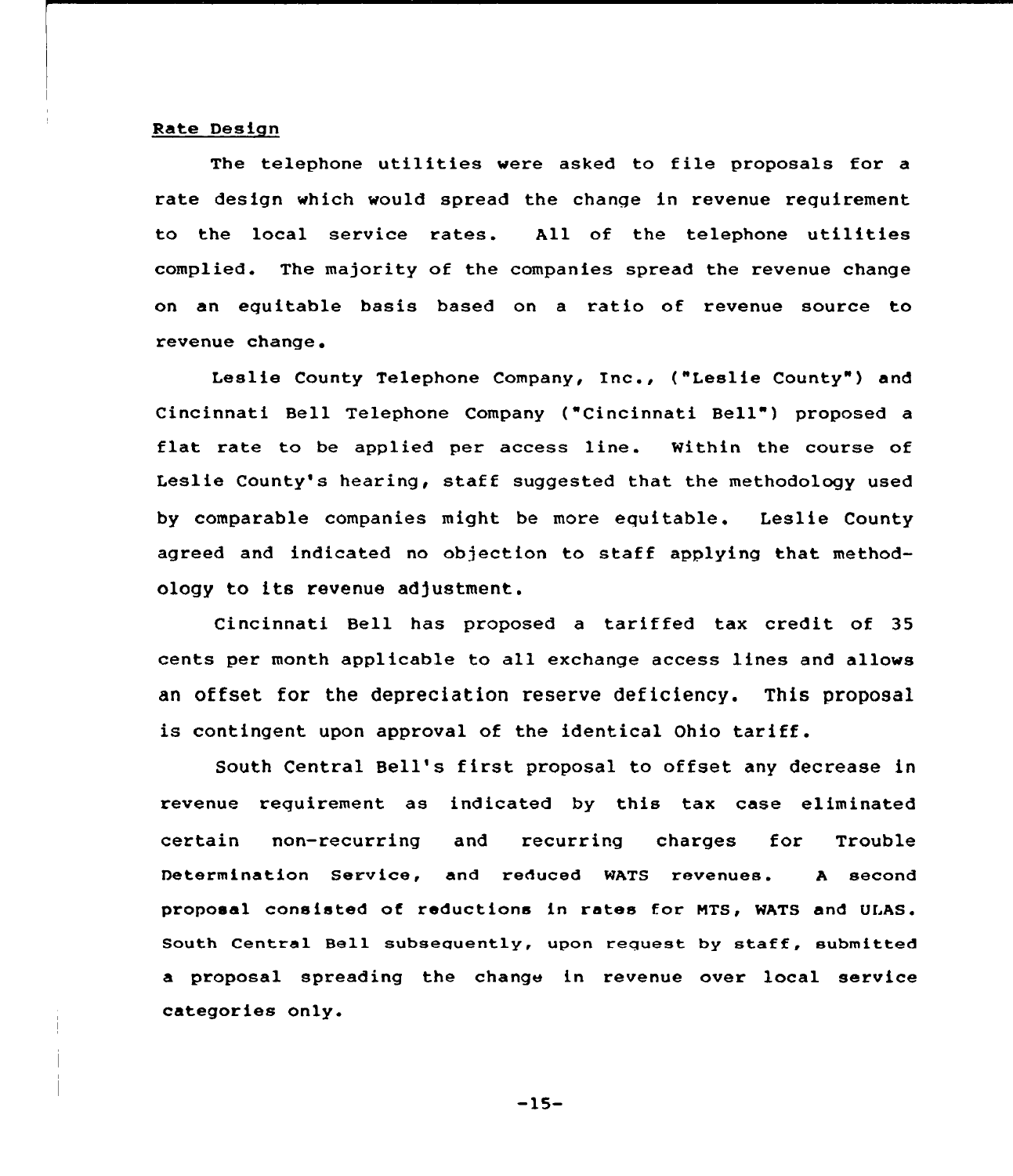Rate Design

The telephone utilities were asked to file proposals for a rate design which would spread the change in revenue requirement to the local service rates. All of the telephone utilities complied. The majority of the companies spread the revenue change on an equitable basis based on a ratio of revenue source to revenue change.

Leslie County Telephone Company, Inc., ("Leslie County") and Cincinnati Bell Telephone Company ("Cincinnati Bell") proposed a flat rate to be applied per access line. Within the course of Leslie County's hearing, staff suggested that the methodology used by comparable companies might be more equitable. Leslie County agreed and indicated no objection to staff applying that methodology to its revenue adjustment.

Cincinnati Bell has proposed a tariffed tax credit of 35 cents per month applicable to all exchange access lines and allows an offset for the depreciation reserve deficiency. This proposal is contingent upon approval of the identical Ohio tariff.

South Central Bell's first proposal to offset any decrease in revenue requirement as indicated by this tax case eliminated certain non-recurring and recurring charges for Trouble Determination Service, and reduced WATS revenues. A second proposal consisted of reductions in rates for MTS, WATS and ULAS. South Central Bell subsequently, upon request by staff, submitted a proposal spreading the change in revenue over local service categories only.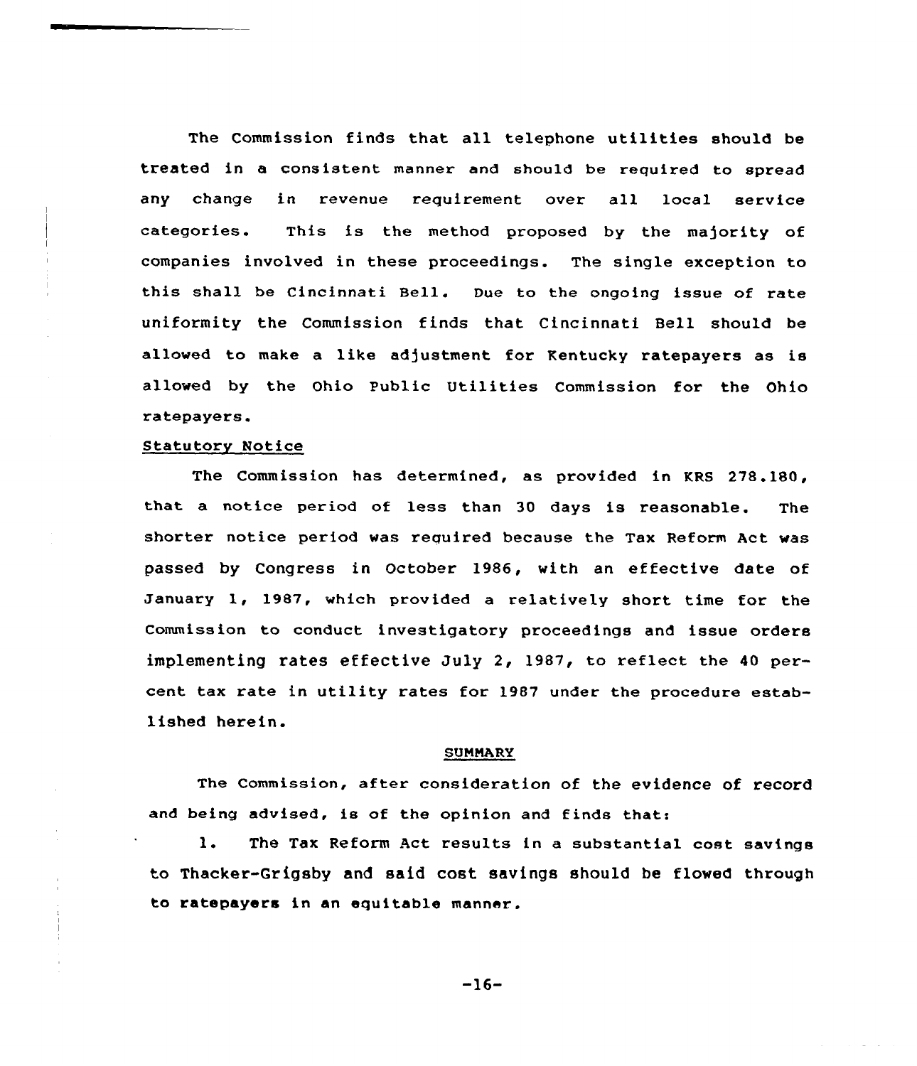The Commission finds that all telephone utilities should be treated in a consistent manner and should be required to spread any change in revenue requirement over all local service categories. This is the method proposed by the majority of companies involved in these proceedings. The single exception to this shall be Cincinnati Bell. Due to the ongoing issue of rate uniformity the Commission finds that Cincinnati Bell should be allowed to make a like adjustment for Kentucky ratepayers as is allowed by the Ohio Public Utilities Commission for the Ohio ratepayers.

Statutory Notice

The Commission has determined, as provided in KRS 278.180, that a notice period of less than 30 days is reasonable. The shorter notice period was required because the Tax Reform Act was passed by Congress in October 1986, with an effective date of January 1, 1987, which provided a relatively short time for the Commission to conduct investigatory proceedings and issue orders implementing rates effective July 2, 1987, to reflect the 40 percent tax rate in utility rates for 1987 under the procedure established herein.

## SUMMARY

The Commission, after consideration of the evidence of record and being advised, is of the opinion and finds that:

1. The Tax Reform Act results in a substantial cost savings to Thacker-Grigsby and said cost savings should be flowed through to ratepayers in an equitable manner.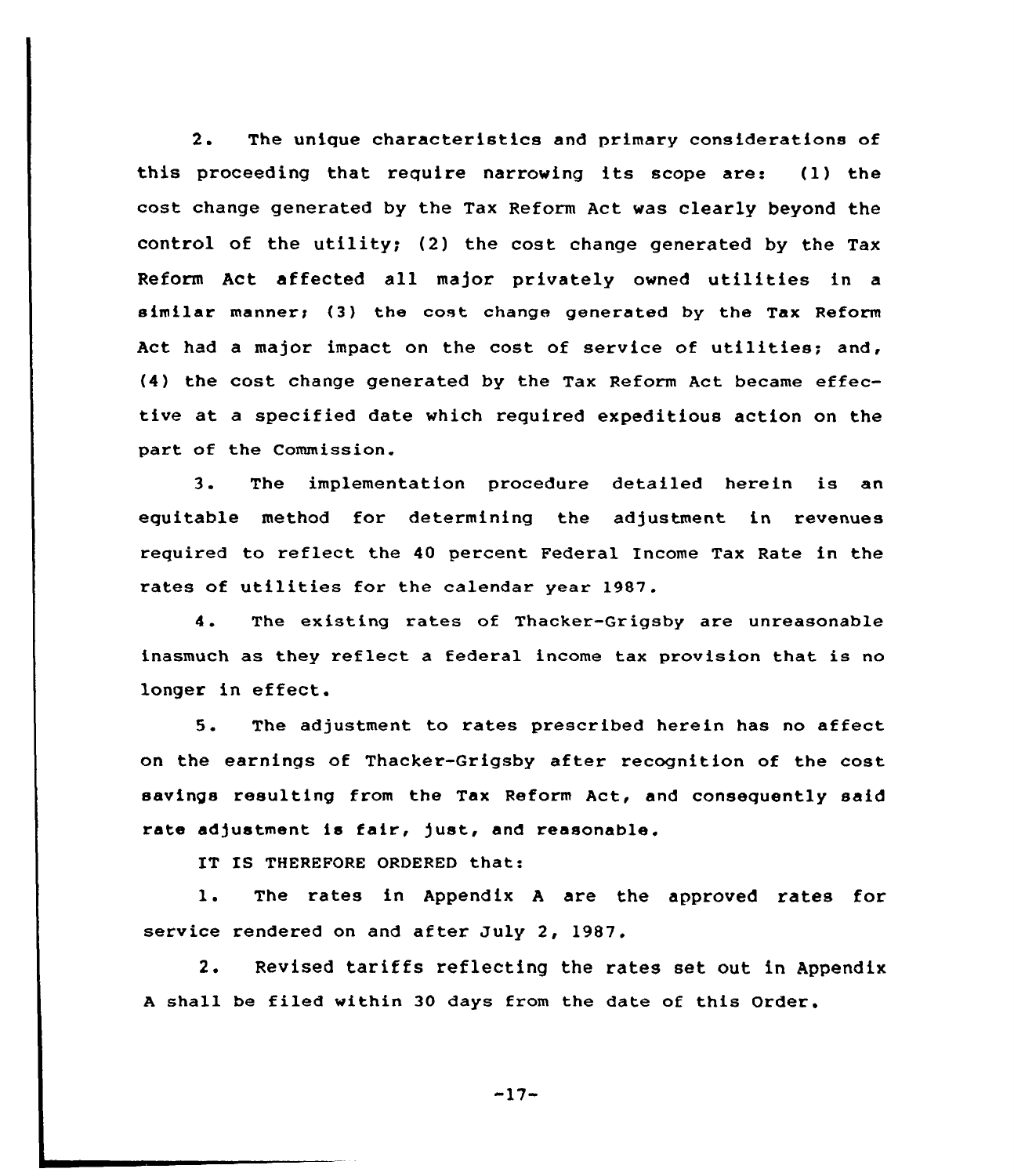2. The unique characteristics and primary considerations of this proceeding that require narrowing its scope are: (1) the cost change generated by the Tax Reform Act was clearly beyond the control of the utility; (2) the cost change generated by the Tax Reform Act affected all major privately owned utilities in a similar manner; (3) the cost change generated by the Tax Reform Act had a major impact on the cost of service of utilities; and, (4) the cost change generated by the Tax Reform Act became effective at a specified date which required expeditious action on the part of the Commission.

3. The implementation procedure detailed herein is an equitable method for determining the adjustment in revenues required to reflect the 40 percent Federal Income Tax Rate in the rates of utilities for the calendar year 1987.

4. The existing rates of Thacker-Grigsby are unreasonable inasmuch as they reflect a federal income tax provision that is no longer in effect.

5. The adjustment to rates prescribed herein has no affect on the earnings of Thacker-Grigsby after recognition of the cost savings resulting from the Tax Reform Act, and consequently said rate adjustment is fair, just, and reasonable.

IT IS THEREFORE ORDERED that:

1. The rates in Appendix A are the approved rates for service rendered on and after July 2, 1987.

2. Revised tariffs reflecting the rates set out in Appendix A shall be filed within 30 days from the date of this Order.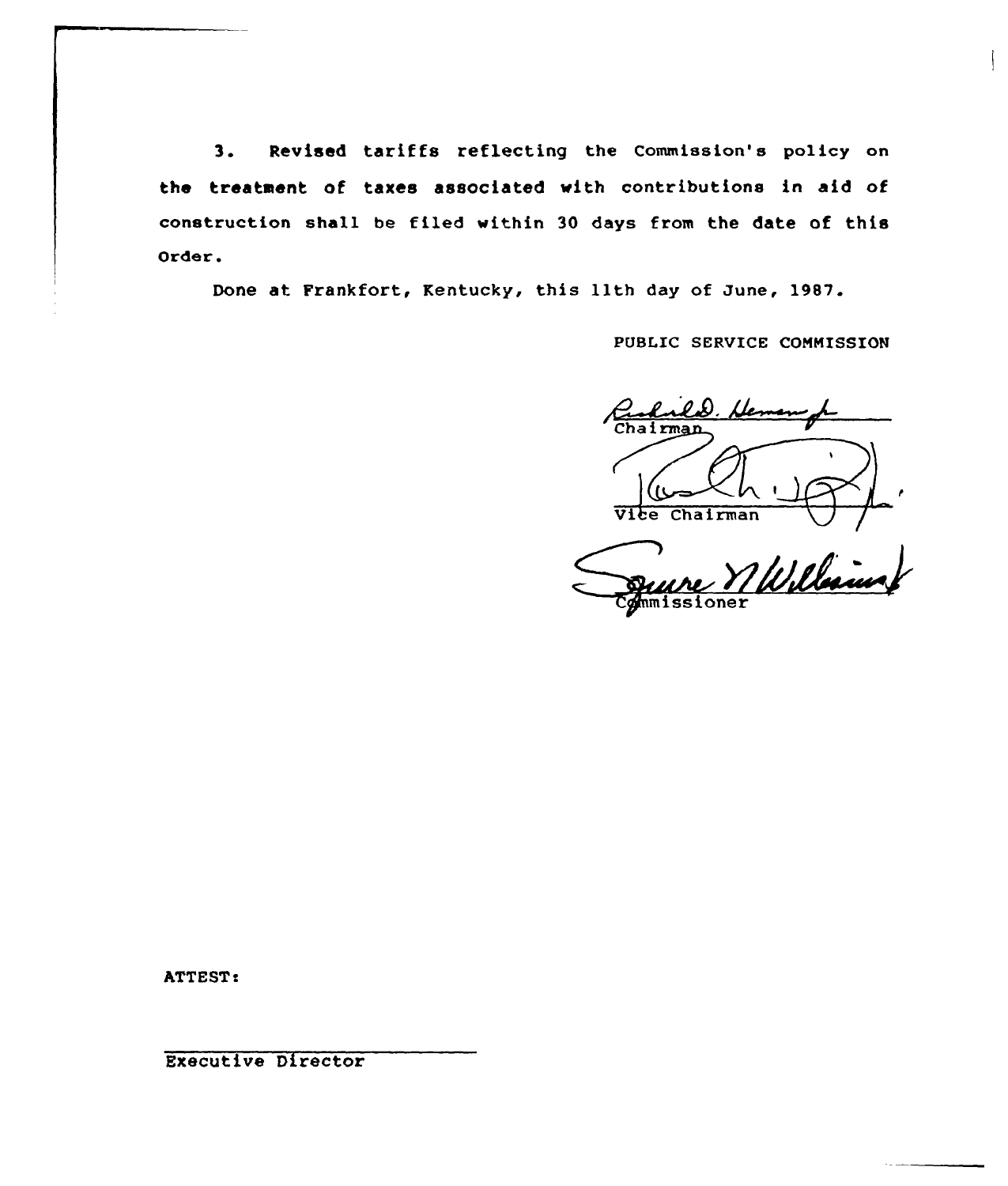3. Revised tariffs reflecting the Commission's policy on the treatment of taxes associated with contributions in aid of construction shall be filed within 30 days from the date of this Order.

Done at Frankfort, Kentucky, this 11th day of June, 1987.

PUBLIC SERVICE COMMISSION

Chairman

Vice Chairman

Commissioner

ATTEST:

Executive Director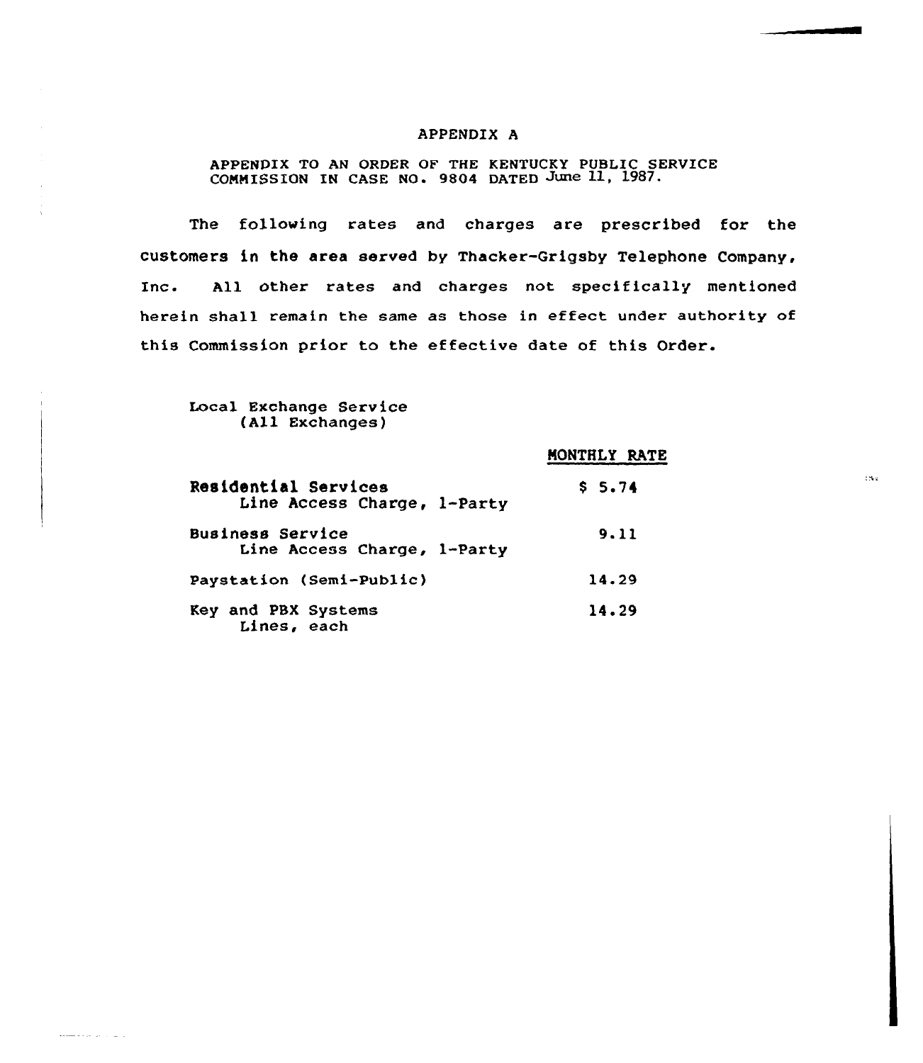# APPENDIX A

APPENDIX TO AN ORDER OF THE KENTUCKY PUBLIC SERVICE COMMISSION IN CASE NO. 9804 DATED June 11, 1987.

The following rates and charges are prescribed for the customers in the area served by Thacker-Grigsby Telephone Company, Inc. All other rates and charges not specifically mentioned herein shall remain the same as those in effect under authority of this Commission prior to the effective date of this Order.

Local Exchange Service
(All Exchanges)

| | MONTHLY RATE |
|---|---|
| Residential Services<br>Line Access Charge, 1-Party | $ 5.74 |
| Business Service<br>Line Access Charge, 1-Party | 9.11 |
| Paystation (Semi-Public) | 14.29 |
| Key and PBX Systems<br>Lines, each | 14.29 |